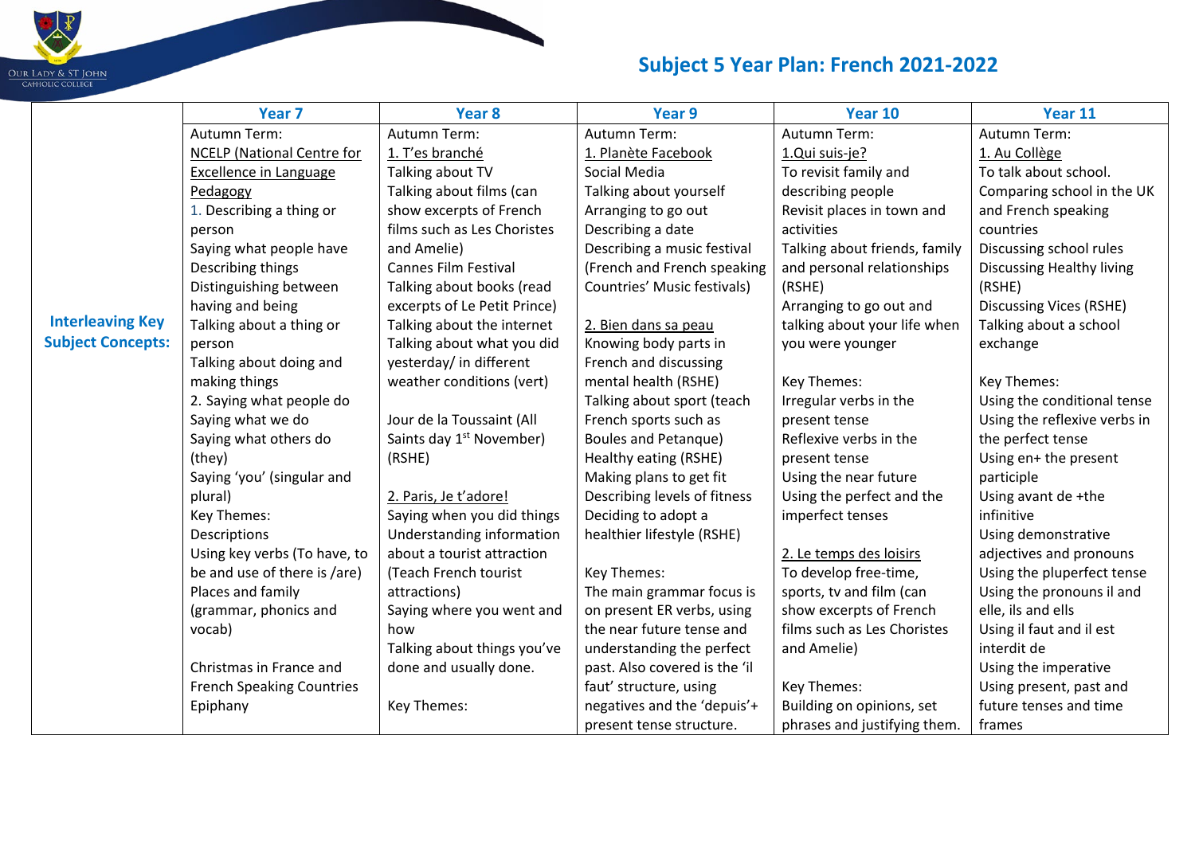# Subject 5 Year Plan: French 2021-2022

| | Year 7 | Year 8 | Year 9 | Year 10 | Year 11 |
|---|---|---|---|---|---|
| **Interleaving Key Subject Concepts:** | Autumn Term:<br>NCELP (National Centre for Excellence in Language Pedagogy<br>1. Describing a thing or person<br>Saying what people have<br>Describing things<br>Distinguishing between having and being<br>Talking about a thing or person<br>Talking about doing and making things<br>2. Saying what people do<br>Saying what we do<br>Saying what others do (they)<br>Saying 'you' (singular and plural)<br>Key Themes:<br>Descriptions<br>Using key verbs (To have, to be and use of there is /are)<br>Places and family (grammar, phonics and vocab)<br><br>Christmas in France and French Speaking Countries<br>Epiphany | Autumn Term:<br>1. T'es branché<br>Talking about TV<br>Talking about films (can show excerpts of French films such as Les Choristes and Amelie)<br>Cannes Film Festival<br>Talking about books (read excerpts of Le Petit Prince)<br>Talking about the internet<br>Talking about what you did yesterday/ in different weather conditions (vert)<br><br>Jour de la Toussaint (All Saints day 1st November) (RSHE)<br><br>2. Paris, Je t'adore!<br>Saying when you did things<br>Understanding information about a tourist attraction (Teach French tourist attractions)<br>Saying where you went and how<br>Talking about things you've done and usually done.<br><br>Key Themes: | Autumn Term:<br>1. Planète Facebook<br>Social Media<br>Talking about yourself<br>Arranging to go out<br>Describing a date<br>Describing a music festival (French and French speaking Countries' Music festivals)<br><br>2. Bien dans sa peau<br>Knowing body parts in French and discussing mental health (RSHE)<br>Talking about sport (teach French sports such as Boules and Petanque)<br>Healthy eating (RSHE)<br>Making plans to get fit<br>Describing levels of fitness<br>Deciding to adopt a healthier lifestyle (RSHE)<br><br>Key Themes:<br>The main grammar focus is on present ER verbs, using the near future tense and understanding the perfect past. Also covered is the 'il faut' structure, using negatives and the 'depuis'+ present tense structure. | Autumn Term:<br>1.Qui suis-je?<br>To revisit family and describing people<br>Revisit places in town and activities<br>Talking about friends, family and personal relationships (RSHE)<br>Arranging to go out and talking about your life when you were younger<br><br>Key Themes:<br>Irregular verbs in the present tense<br>Reflexive verbs in the present tense<br>Using the near future<br>Using the perfect and the imperfect tenses<br><br>2. Le temps des loisirs<br>To develop free-time, sports, tv and film (can show excerpts of French films such as Les Choristes and Amelie)<br><br>Key Themes:<br>Building on opinions, set phrases and justifying them. | Autumn Term:<br>1. Au Collège<br>To talk about school.<br>Comparing school in the UK and French speaking countries<br>Discussing school rules<br>Discussing Healthy living (RSHE)<br>Discussing Vices (RSHE)<br>Talking about a school exchange<br><br>Key Themes:<br>Using the conditional tense<br>Using the reflexive verbs in the perfect tense<br>Using en+ the present participle<br>Using avant de +the infinitive<br>Using demonstrative adjectives and pronouns<br>Using the pluperfect tense<br>Using the pronouns il and elle, ils and ells<br>Using il faut and il est interdit de<br>Using the imperative<br>Using present, past and future tenses and time frames |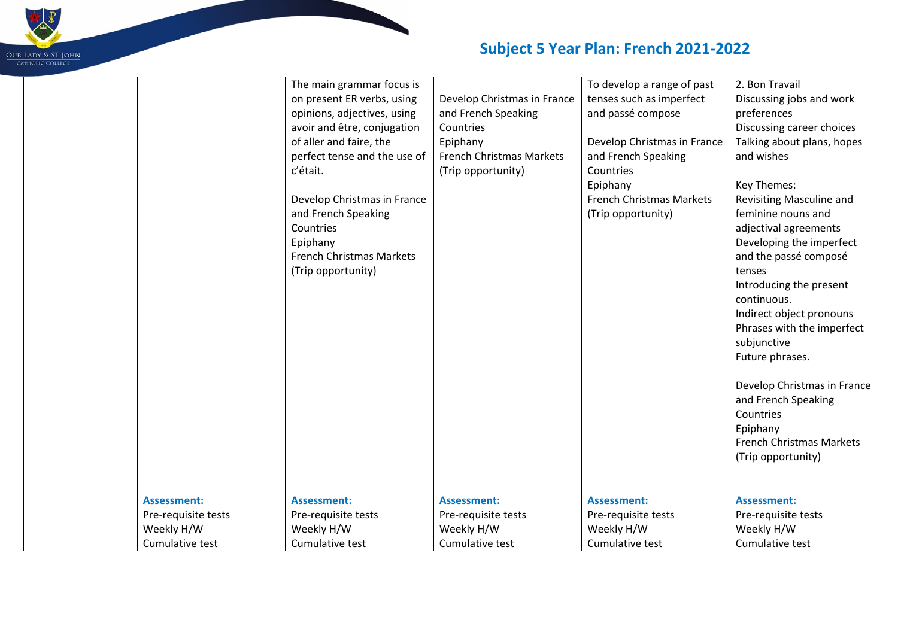# Subject 5 Year Plan: French 2021-2022

| | | | | | |
|---|---|---|---|---|---|
| | | The main grammar focus is on present ER verbs, using opinions, adjectives, using avoir and être, conjugation of aller and faire, the perfect tense and the use of c'était.<br><br>Develop Christmas in France and French Speaking Countries<br>Epiphany<br>French Christmas Markets<br>(Trip opportunity) | Develop Christmas in France and French Speaking Countries<br>Epiphany<br>French Christmas Markets<br>(Trip opportunity) | To develop a range of past tenses such as imperfect and passé compose<br><br>Develop Christmas in France and French Speaking Countries<br>Epiphany<br>French Christmas Markets<br>(Trip opportunity) | <u>2. Bon Travail</u><br>Discussing jobs and work preferences<br>Discussing career choices<br>Talking about plans, hopes and wishes<br><br>Key Themes:<br>Revisiting Masculine and feminine nouns and adjectival agreements<br>Developing the imperfect and the passé composé tenses<br>Introducing the present continuous.<br>Indirect object pronouns<br>Phrases with the imperfect subjunctive<br>Future phrases.<br><br>Develop Christmas in France and French Speaking Countries<br>Epiphany<br>French Christmas Markets<br>(Trip opportunity) |
| | **Assessment:**<br>Pre-requisite tests<br>Weekly H/W<br>Cumulative test | **Assessment:**<br>Pre-requisite tests<br>Weekly H/W<br>Cumulative test | **Assessment:**<br>Pre-requisite tests<br>Weekly H/W<br>Cumulative test | **Assessment:**<br>Pre-requisite tests<br>Weekly H/W<br>Cumulative test | **Assessment:**<br>Pre-requisite tests<br>Weekly H/W<br>Cumulative test |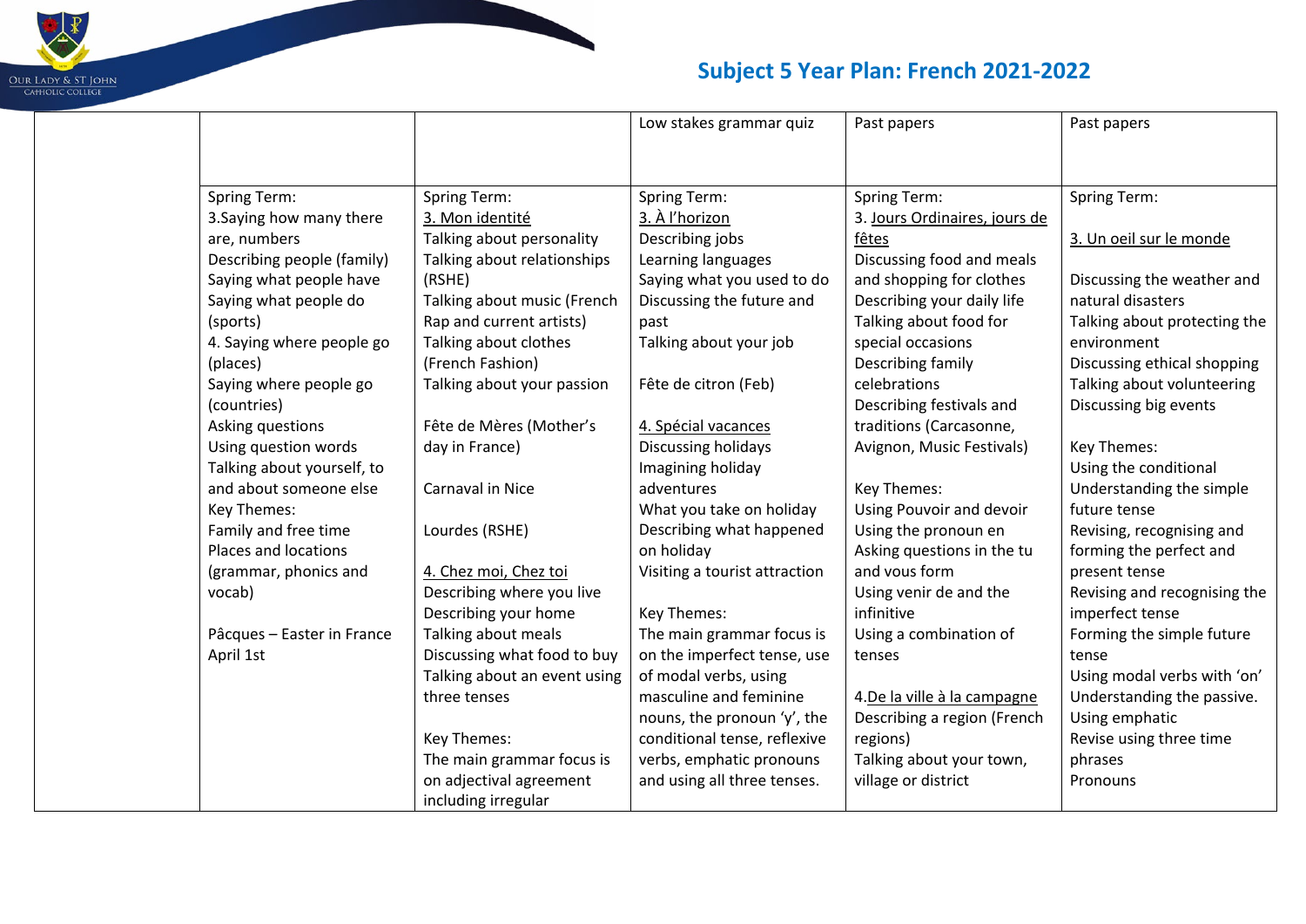# Subject 5 Year Plan: French 2021-2022

| | | | | | |
|---|---|---|---|---|---|
| | | | Low stakes grammar quiz | Past papers | Past papers |
| | Spring Term:<br>3.Saying how many there are, numbers<br>Describing people (family)<br>Saying what people have<br>Saying what people do (sports)<br>4. Saying where people go (places)<br>Saying where people go (countries)<br>Asking questions<br>Using question words<br>Talking about yourself, to and about someone else<br>Key Themes:<br>Family and free time<br>Places and locations (grammar, phonics and vocab)<br><br>Pâcques – Easter in France<br>April 1st | Spring Term:<br>3. Mon identité<br>Talking about personality<br>Talking about relationships (RSHE)<br>Talking about music (French Rap and current artists)<br>Talking about clothes (French Fashion)<br>Talking about your passion<br><br>Fête de Mères (Mother's day in France)<br><br>Carnaval in Nice<br><br>Lourdes (RSHE)<br><br>4. Chez moi, Chez toi<br>Describing where you live<br>Describing your home<br>Talking about meals<br>Discussing what food to buy<br>Talking about an event using three tenses<br><br>Key Themes:<br>The main grammar focus is on adjectival agreement including irregular | Spring Term:<br>3. À l'horizon<br>Describing jobs<br>Learning languages<br>Saying what you used to do<br>Discussing the future and past<br>Talking about your job<br><br>Fête de citron (Feb)<br><br>4. Spécial vacances<br>Discussing holidays<br>Imagining holiday adventures<br>What you take on holiday<br>Describing what happened on holiday<br>Visiting a tourist attraction<br><br>Key Themes:<br>The main grammar focus is on the imperfect tense, use of modal verbs, using masculine and feminine nouns, the pronoun 'y', the conditional tense, reflexive verbs, emphatic pronouns and using all three tenses. | Spring Term:<br>3. Jours Ordinaires, jours de fêtes<br>Discussing food and meals and shopping for clothes<br>Describing your daily life<br>Talking about food for special occasions<br>Describing family celebrations<br>Describing festivals and traditions (Carcasonne, Avignon, Music Festivals)<br><br>Key Themes:<br>Using Pouvoir and devoir<br>Using the pronoun en<br>Asking questions in the tu and vous form<br>Using venir de and the infinitive<br>Using a combination of tenses<br><br>4.De la ville à la campagne<br>Describing a region (French regions)<br>Talking about your town, village or district | Spring Term:<br><br>3. Un oeil sur le monde<br><br>Discussing the weather and natural disasters<br>Talking about protecting the environment<br>Discussing ethical shopping<br>Talking about volunteering<br>Discussing big events<br><br>Key Themes:<br>Using the conditional<br>Understanding the simple future tense<br>Revising, recognising and forming the perfect and present tense<br>Revising and recognising the imperfect tense<br>Forming the simple future tense<br>Using modal verbs with 'on'<br>Understanding the passive.<br>Using emphatic<br>Revise using three time phrases<br>Pronouns |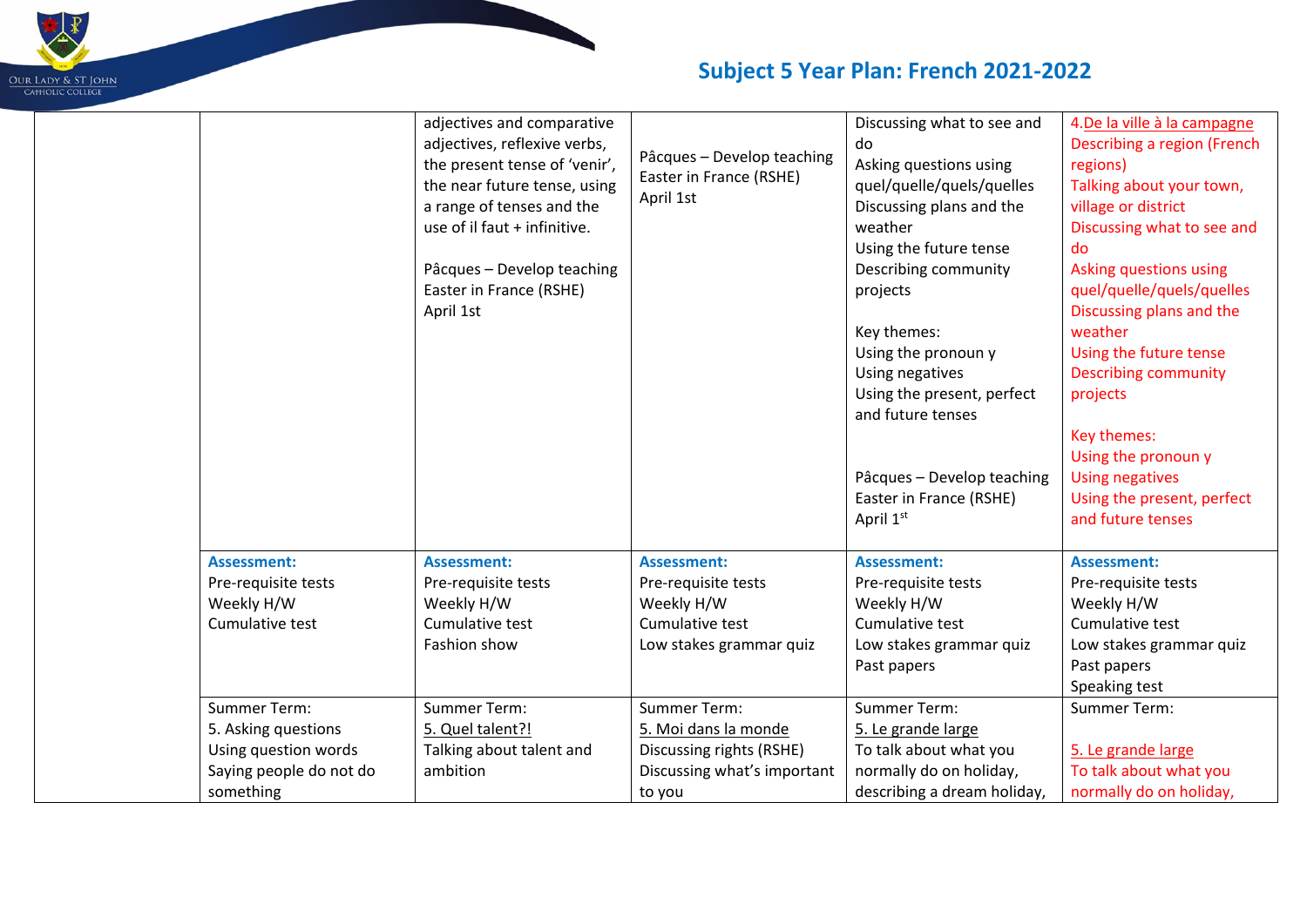# Subject 5 Year Plan: French 2021-2022

| | | | | | |
|---|---|---|---|---|---|
| | | adjectives and comparative adjectives, reflexive verbs, the present tense of 'venir', the near future tense, using a range of tenses and the use of il faut + infinitive.<br><br>Pâcques – Develop teaching Easter in France (RSHE) April 1st | Pâcques – Develop teaching Easter in France (RSHE) April 1st | Discussing what to see and do<br>Asking questions using quel/quelle/quels/quelles<br>Discussing plans and the weather<br>Using the future tense<br>Describing community projects<br><br>Key themes:<br>Using the pronoun y<br>Using negatives<br>Using the present, perfect and future tenses<br><br>Pâcques – Develop teaching Easter in France (RSHE) April 1st | 4.De la ville à la campagne<br>Describing a region (French regions)<br>Talking about your town, village or district<br>Discussing what to see and do<br>Asking questions using quel/quelle/quels/quelles<br>Discussing plans and the weather<br>Using the future tense<br>Describing community projects<br><br>Key themes:<br>Using the pronoun y<br>Using negatives<br>Using the present, perfect and future tenses |
| | **Assessment:**<br>Pre-requisite tests<br>Weekly H/W<br>Cumulative test | **Assessment:**<br>Pre-requisite tests<br>Weekly H/W<br>Cumulative test<br>Fashion show | **Assessment:**<br>Pre-requisite tests<br>Weekly H/W<br>Cumulative test<br>Low stakes grammar quiz | **Assessment:**<br>Pre-requisite tests<br>Weekly H/W<br>Cumulative test<br>Low stakes grammar quiz<br>Past papers | **Assessment:**<br>Pre-requisite tests<br>Weekly H/W<br>Cumulative test<br>Low stakes grammar quiz<br>Past papers<br>Speaking test |
| | Summer Term:<br>5. Asking questions<br>Using question words<br>Saying people do not do something | Summer Term:<br>5. Quel talent?!<br>Talking about talent and ambition | Summer Term:<br>5. Moi dans la monde<br>Discussing rights (RSHE)<br>Discussing what's important to you | Summer Term:<br>5. Le grande large<br>To talk about what you normally do on holiday, describing a dream holiday, | Summer Term:<br><br>5. Le grande large<br>To talk about what you normally do on holiday, |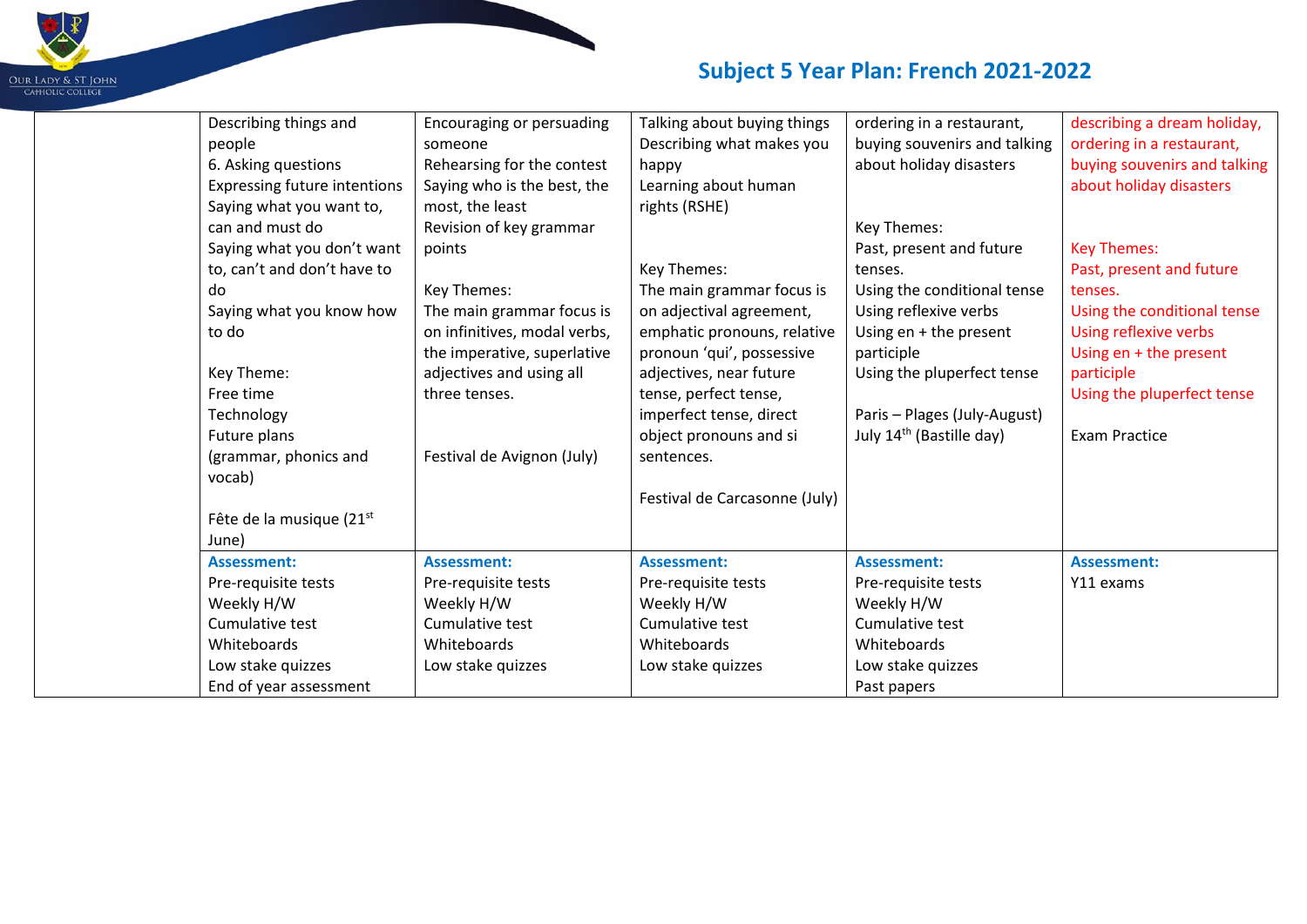# Subject 5 Year Plan: French 2021-2022

| | | | | | |
|---|---|---|---|---|---|
| | Describing things and people<br>6. Asking questions<br>Expressing future intentions<br>Saying what you want to, can and must do<br>Saying what you don't want to, can't and don't have to do<br>Saying what you know how to do<br><br>Key Theme:<br>Free time<br>Technology<br>Future plans<br>(grammar, phonics and vocab)<br><br>Fête de la musique (21st June) | Encouraging or persuading someone<br>Rehearsing for the contest<br>Saying who is the best, the most, the least<br>Revision of key grammar points<br><br>Key Themes:<br>The main grammar focus is on infinitives, modal verbs, the imperative, superlative adjectives and using all three tenses.<br><br>Festival de Avignon (July) | Talking about buying things<br>Describing what makes you happy<br>Learning about human rights (RSHE)<br><br>Key Themes:<br>The main grammar focus is on adjectival agreement, emphatic pronouns, relative pronoun 'qui', possessive adjectives, near future tense, perfect tense, imperfect tense, direct object pronouns and si sentences.<br><br>Festival de Carcasonne (July) | ordering in a restaurant, buying souvenirs and talking about holiday disasters<br><br>Key Themes:<br>Past, present and future tenses.<br>Using the conditional tense<br>Using reflexive verbs<br>Using en + the present participle<br>Using the pluperfect tense<br><br>Paris – Plages (July-August)<br>July 14th (Bastille day) | describing a dream holiday, ordering in a restaurant, buying souvenirs and talking about holiday disasters<br><br>Key Themes:<br>Past, present and future tenses.<br>Using the conditional tense<br>Using reflexive verbs<br>Using en + the present participle<br>Using the pluperfect tense<br><br>Exam Practice |
| | **Assessment:**<br>Pre-requisite tests<br>Weekly H/W<br>Cumulative test<br>Whiteboards<br>Low stake quizzes<br>End of year assessment | **Assessment:**<br>Pre-requisite tests<br>Weekly H/W<br>Cumulative test<br>Whiteboards<br>Low stake quizzes | **Assessment:**<br>Pre-requisite tests<br>Weekly H/W<br>Cumulative test<br>Whiteboards<br>Low stake quizzes | **Assessment:**<br>Pre-requisite tests<br>Weekly H/W<br>Cumulative test<br>Whiteboards<br>Low stake quizzes<br>Past papers | **Assessment:**<br>Y11 exams |